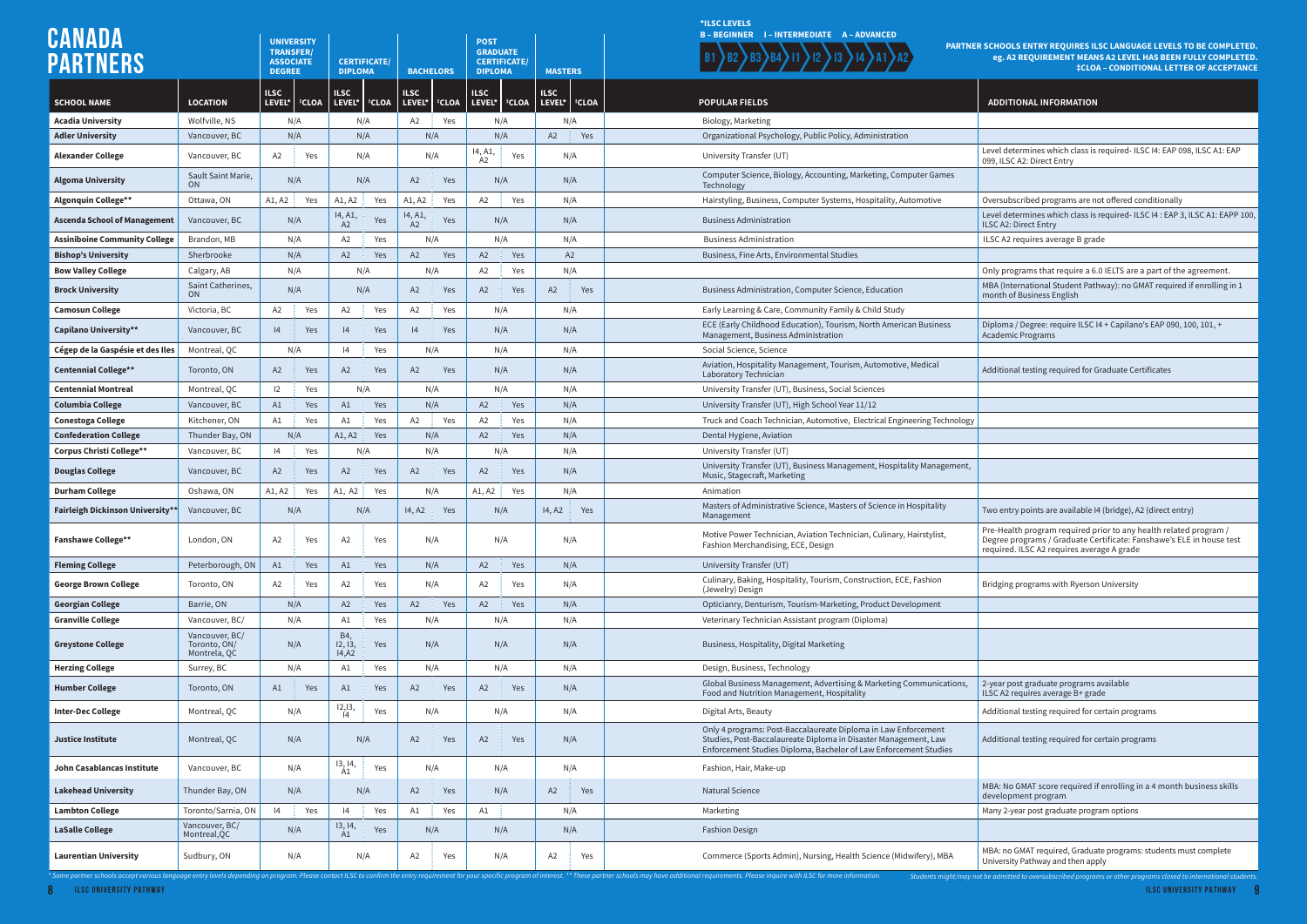# CANADA PARTNERS

*ILSC LEVELS
B – BEGINNER   I – INTERMEDIATE   A – ADVANCED

B1 > B2 > B3 > B4 > I1 > I2 > I3 > I4 > A1 > A2

**PARTNER SCHOOLS ENTRY REQUIRES ILSC LANGUAGE LEVELS TO BE COMPLETED. eg. A2 REQUIREMENT MEANS A2 LEVEL HAS BEEN FULLY COMPLETED. ‡CLOA – CONDITIONAL LETTER OF ACCEPTANCE**

| | | UNIVERSITY TRANSFER/ ASSOCIATE DEGREE | | CERTIFICATE/ DIPLOMA | | BACHELORS | | POST GRADUATE CERTIFICATE/ DIPLOMA | | MASTERS | | | |
|---|---|---|---|---|---|---|---|---|---|---|---|---|---|
| **SCHOOL NAME** | **LOCATION** | **ILSC LEVEL*** | **‡CLOA** | **ILSC LEVEL*** | **‡CLOA** | **ILSC LEVEL*** | **‡CLOA** | **ILSC LEVEL*** | **‡CLOA** | **ILSC LEVEL*** | **‡CLOA** | **POPULAR FIELDS** | **ADDITIONAL INFORMATION** |
| **Acadia University** | Wolfville, NS | N/A | | N/A | | A2 | Yes | N/A | | N/A | | Biology, Marketing | |
| **Adler University** | Vancouver, BC | N/A | | N/A | | N/A | | N/A | | A2 | Yes | Organizational Psychology, Public Policy, Administration | |
| **Alexander College** | Vancouver, BC | A2 | Yes | N/A | | N/A | | I4, A1, A2 | Yes | N/A | | University Transfer (UT) | Level determines which class is required- ILSC I4: EAP 098, ILSC A1: EAP 099, ILSC A2: Direct Entry |
| **Algoma University** | Sault Saint Marie, ON | N/A | | N/A | | A2 | Yes | N/A | | N/A | | Computer Science, Biology, Accounting, Marketing, Computer Games Technology | |
| **Algonquin College**** | Ottawa, ON | A1, A2 | Yes | A1, A2 | Yes | A1, A2 | Yes | A2 | Yes | N/A | | Hairstyling, Business, Computer Systems, Hospitality, Automotive | Oversubscribed programs are not offered conditionally |
| **Ascenda School of Management** | Vancouver, BC | N/A | | I4, A1, A2 | Yes | I4, A1, A2 | Yes | N/A | | N/A | | Business Administration | Level determines which class is required- ILSC I4 : EAP 3, ILSC A1: EAPP 100, ILSC A2: Direct Entry |
| **Assiniboine Community College** | Brandon, MB | N/A | | A2 | Yes | N/A | | N/A | | N/A | | Business Administration | ILSC A2 requires average B grade |
| **Bishop's University** | Sherbrooke | N/A | | A2 | Yes | A2 | Yes | A2 | Yes | A2 | | Business, Fine Arts, Environmental Studies | |
| **Bow Valley College** | Calgary, AB | N/A | | N/A | | N/A | | A2 | Yes | N/A | | | Only programs that require a 6.0 IELTS are a part of the agreement. |
| **Brock University** | Saint Catherines, ON | N/A | | N/A | | A2 | Yes | A2 | Yes | A2 | Yes | Business Administration, Computer Science, Education | MBA (International Student Pathway): no GMAT required if enrolling in 1 month of Business English |
| **Camosun College** | Victoria, BC | A2 | Yes | A2 | Yes | A2 | Yes | N/A | | N/A | | Early Learning & Care, Community Family & Child Study | |
| **Capilano University**** | Vancouver, BC | I4 | Yes | I4 | Yes | I4 | Yes | N/A | | N/A | | ECE (Early Childhood Education), Tourism, North American Business Management, Business Administration | Diploma / Degree: require ILSC I4 + Capilano's EAP 090, 100, 101, + Academic Programs |
| **Cégep de la Gaspésie et des Iles** | Montreal, QC | N/A | | I4 | Yes | N/A | | N/A | | N/A | | Social Science, Science | |
| **Centennial College**** | Toronto, ON | A2 | Yes | A2 | Yes | A2 | Yes | N/A | | N/A | | Aviation, Hospitality Management, Tourism, Automotive, Medical Laboratory Technician | Additional testing required for Graduate Certificates |
| **Centennial Montreal** | Montreal, QC | I2 | Yes | N/A | | N/A | | N/A | | N/A | | University Transfer (UT), Business, Social Sciences | |
| **Columbia College** | Vancouver, BC | A1 | Yes | A1 | Yes | N/A | | A2 | Yes | N/A | | University Transfer (UT), High School Year 11/12 | |
| **Conestoga College** | Kitchener, ON | A1 | Yes | A1 | Yes | A2 | Yes | A2 | Yes | N/A | | Truck and Coach Technician, Automotive, Electrical Engineering Technology | |
| **Confederation College** | Thunder Bay, ON | N/A | | A1, A2 | Yes | N/A | | A2 | Yes | N/A | | Dental Hygiene, Aviation | |
| **Corpus Christi College**** | Vancouver, BC | I4 | Yes | N/A | | N/A | | N/A | | N/A | | University Transfer (UT) | |
| **Douglas College** | Vancouver, BC | A2 | Yes | A2 | Yes | A2 | Yes | A2 | Yes | N/A | | University Transfer (UT), Business Management, Hospitality Management, Music, Stagecraft, Marketing | |
| **Durham College** | Oshawa, ON | A1, A2 | Yes | A1, A2 | Yes | N/A | | A1, A2 | Yes | N/A | | Animation | |
| **Fairleigh Dickinson University**** | Vancouver, BC | N/A | | N/A | | I4, A2 | Yes | N/A | | I4, A2 | Yes | Masters of Administrative Science, Masters of Science in Hospitality Management | Two entry points are available I4 (bridge), A2 (direct entry) |
| **Fanshawe College**** | London, ON | A2 | Yes | A2 | Yes | N/A | | N/A | | N/A | | Motive Power Technician, Aviation Technician, Culinary, Hairstylist, Fashion Merchandising, ECE, Design | Pre-Health program required prior to any health related program / Degree programs / Graduate Certificate: Fanshawe's ELE in house test required. ILSC A2 requires average A grade |
| **Fleming College** | Peterborough, ON | A1 | Yes | A1 | Yes | N/A | | A2 | Yes | N/A | | University Transfer (UT) | |
| **George Brown College** | Toronto, ON | A2 | Yes | A2 | Yes | N/A | | A2 | Yes | N/A | | Culinary, Baking, Hospitality, Tourism, Construction, ECE, Fashion (Jewelry) Design | Bridging programs with Ryerson University |
| **Georgian College** | Barrie, ON | N/A | | A2 | Yes | A2 | Yes | A2 | Yes | N/A | | Opticianry, Denturism, Tourism-Marketing, Product Development | |
| **Granville College** | Vancouver, BC/ | N/A | | A1 | Yes | N/A | | N/A | | N/A | | Veterinary Technician Assistant program (Diploma) | |
| **Greystone College** | Vancouver, BC/ Toronto, ON/ Montrela, QC | N/A | | B4, I2, I3, I4,A2 | Yes | N/A | | N/A | | N/A | | Business, Hospitality, Digital Marketing | |
| **Herzing College** | Surrey, BC | N/A | | A1 | Yes | N/A | | N/A | | N/A | | Design, Business, Technology | |
| **Humber College** | Toronto, ON | A1 | Yes | A1 | Yes | A2 | Yes | A2 | Yes | N/A | | Global Business Management, Advertising & Marketing Communications, Food and Nutrition Management, Hospitality | 2-year post graduate programs available ILSC A2 requires average B+ grade |
| **Inter-Dec College** | Montreal, QC | N/A | | I2,I3, I4 | Yes | N/A | | N/A | | N/A | | Digital Arts, Beauty | Additional testing required for certain programs |
| **Justice Institute** | Montreal, QC | N/A | | N/A | | A2 | Yes | A2 | Yes | N/A | | Only 4 programs: Post-Baccalaureate Diploma in Law Enforcement Studies, Post-Baccalaureate Diploma in Disaster Management, Law Enforcement Studies Diploma, Bachelor of Law Enforcement Studies | Additional testing required for certain programs |
| **John Casablancas Institute** | Vancouver, BC | N/A | | I3, I4, A1 | Yes | N/A | | N/A | | N/A | | Fashion, Hair, Make-up | |
| **Lakehead University** | Thunder Bay, ON | N/A | | N/A | | A2 | Yes | N/A | | A2 | Yes | Natural Science | MBA: No GMAT score required if enrolling in a 4 month business skills development program |
| **Lambton College** | Toronto/Sarnia, ON | I4 | Yes | I4 | Yes | A1 | Yes | A1 | | N/A | | Marketing | Many 2-year post graduate program options |
| **LaSalle College** | Vancouver, BC/ Montreal,QC | N/A | | I3, I4, A1 | Yes | N/A | | N/A | | N/A | | Fashion Design | |
| **Laurentian University** | Sudbury, ON | N/A | | N/A | | A2 | Yes | N/A | | A2 | Yes | Commerce (Sports Admin), Nursing, Health Science (Midwifery), MBA | MBA: no GMAT required, Graduate programs: students must complete University Pathway and then apply |

*Some partner schools accept various language entry levels depending on program. Please contact ILSC to confirm the entry requirement for your specific program of interest. ** These partner schools may have additional requirements. Please inquire with ILSC for more information.

*Students might/may not be admitted to oversubscribed programs or other programs closed to international students.*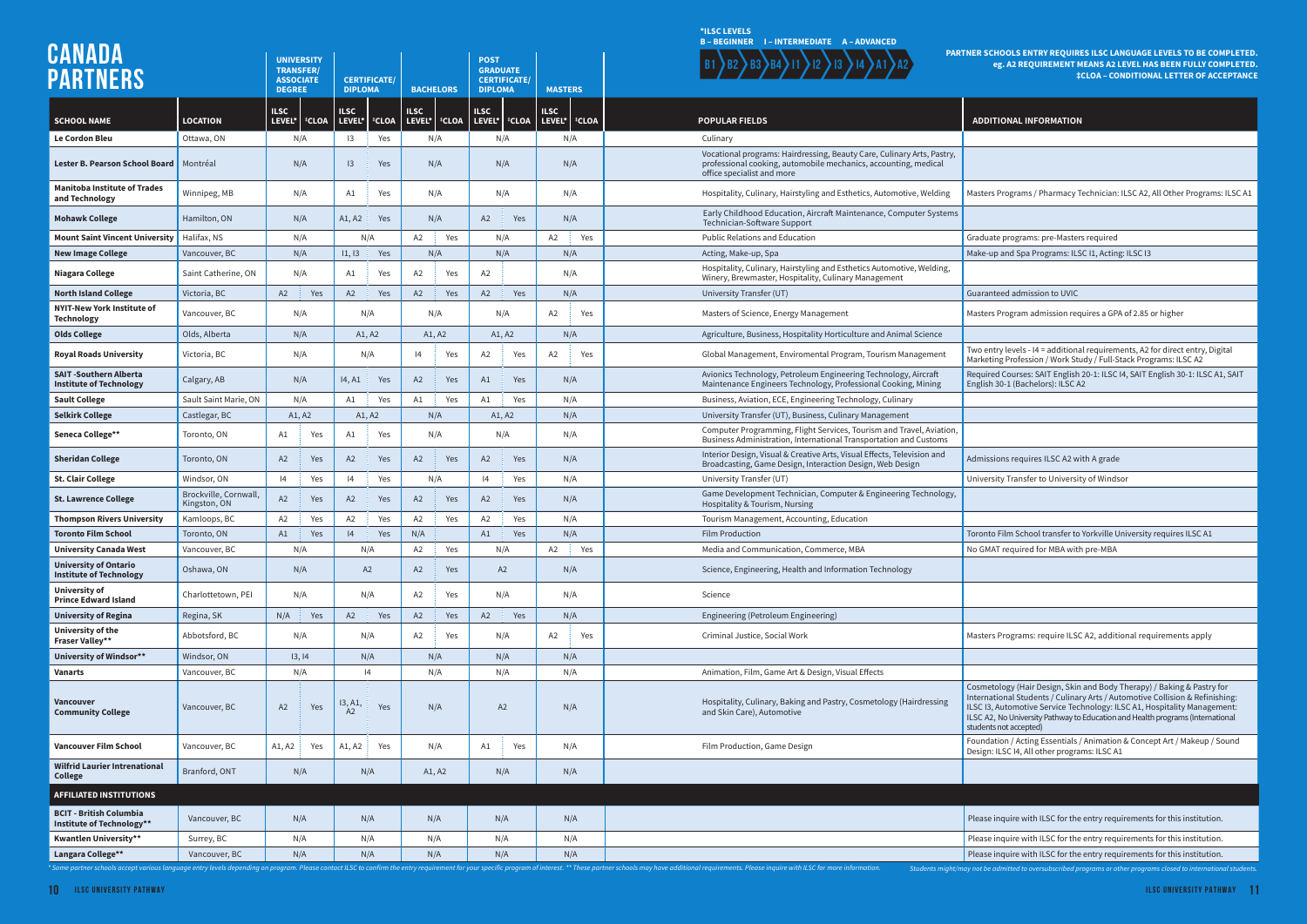# CANADA PARTNERS

*ILSC LEVELS
B – BEGINNER  I – INTERMEDIATE  A – ADVANCED

B1 › B2 › B3 › B4 › I1 › I2 › I3 › I4 › A1 › A2

PARTNER SCHOOLS ENTRY REQUIRES ILSC LANGUAGE LEVELS TO BE COMPLETED. eg. A2 REQUIREMENT MEANS A2 LEVEL HAS BEEN FULLY COMPLETED. ‡CLOA – CONDITIONAL LETTER OF ACCEPTANCE

| | | UNIVERSITY TRANSFER/ ASSOCIATE DEGREE | | CERTIFICATE/ DIPLOMA | | BACHELORS | | POST GRADUATE CERTIFICATE/ DIPLOMA | | MASTERS | | | |
|---|---|---|---|---|---|---|---|---|---|---|---|---|---|
| SCHOOL NAME | LOCATION | ILSC LEVEL* | ‡CLOA | ILSC LEVEL* | ‡CLOA | ILSC LEVEL* | ‡CLOA | ILSC LEVEL* | ‡CLOA | ILSC LEVEL* | ‡CLOA | POPULAR FIELDS | ADDITIONAL INFORMATION |
| Le Cordon Bleu | Ottawa, ON | N/A | | I3 | Yes | N/A | | N/A | | N/A | | Culinary | |
| Lester B. Pearson School Board | Montréal | N/A | | I3 | Yes | N/A | | N/A | | N/A | | Vocational programs: Hairdressing, Beauty Care, Culinary Arts, Pastry, professional cooking, automobile mechanics, accounting, medical office specialist and more | |
| Manitoba Institute of Trades and Technology | Winnipeg, MB | N/A | | A1 | Yes | N/A | | N/A | | N/A | | Hospitality, Culinary, Hairstyling and Esthetics, Automotive, Welding | Masters Programs / Pharmacy Technician: ILSC A2, All Other Programs: ILSC A1 |
| Mohawk College | Hamilton, ON | N/A | | A1, A2 | Yes | N/A | | A2 | Yes | N/A | | Early Childhood Education, Aircraft Maintenance, Computer Systems Technician-Software Support | |
| Mount Saint Vincent University | Halifax, NS | N/A | | N/A | | A2 | Yes | N/A | | A2 | Yes | Public Relations and Education | Graduate programs: pre-Masters required |
| New Image College | Vancouver, BC | N/A | | I1, I3 | Yes | N/A | | N/A | | N/A | | Acting, Make-up, Spa | Make-up and Spa Programs: ILSC I1, Acting: ILSC I3 |
| Niagara College | Saint Catherine, ON | N/A | | A1 | Yes | A2 | Yes | A2 | | N/A | | Hospitality, Culinary, Hairstyling and Esthetics Automotive, Welding, Winery, Brewmaster, Hospitality, Culinary Management | |
| North Island College | Victoria, BC | A2 | Yes | A2 | Yes | A2 | Yes | A2 | Yes | N/A | | University Transfer (UT) | Guaranteed admission to UVIC |
| NYIT-New York Institute of Technology | Vancouver, BC | N/A | | N/A | | N/A | | N/A | | A2 | Yes | Masters of Science, Energy Management | Masters Program admission requires a GPA of 2.85 or higher |
| Olds College | Olds, Alberta | N/A | | A1, A2 | | A1, A2 | | A1, A2 | | N/A | | Agriculture, Business, Hospitality Horticulture and Animal Science | |
| Royal Roads University | Victoria, BC | N/A | | N/A | | I4 | Yes | A2 | Yes | A2 | Yes | Global Management, Enviromental Program, Tourism Management | Two entry levels - I4 = additional requirements, A2 for direct entry, Digital Marketing Profession / Work Study / Full-Stack Programs: ILSC A2 |
| SAIT -Southern Alberta Institute of Technology | Calgary, AB | N/A | | I4, A1 | Yes | A2 | Yes | A1 | Yes | N/A | | Avionics Technology, Petroleum Engineering Technology, Aircraft Maintenance Engineers Technology, Professional Cooking, Mining | Required Courses: SAIT English 20-1: ILSC I4, SAIT English 30-1: ILSC A1, SAIT English 30-1 (Bachelors): ILSC A2 |
| Sault College | Sault Saint Marie, ON | N/A | | A1 | Yes | A1 | Yes | A1 | Yes | N/A | | Business, Aviation, ECE, Engineering Technology, Culinary | |
| Selkirk College | Castlegar, BC | A1, A2 | | A1, A2 | | N/A | | A1, A2 | | N/A | | University Transfer (UT), Business, Culinary Management | |
| Seneca College** | Toronto, ON | A1 | Yes | A1 | Yes | N/A | | N/A | | N/A | | Computer Programming, Flight Services, Tourism and Travel, Aviation, Business Administration, International Transportation and Customs | |
| Sheridan College | Toronto, ON | A2 | Yes | A2 | Yes | A2 | Yes | A2 | Yes | N/A | | Interior Design, Visual & Creative Arts, Visual Effects, Television and Broadcasting, Game Design, Interaction Design, Web Design | Admissions requires ILSC A2 with A grade |
| St. Clair College | Windsor, ON | I4 | Yes | I4 | Yes | N/A | | I4 | Yes | N/A | | University Transfer (UT) | University Transfer to University of Windsor |
| St. Lawrence College | Brockville, Cornwall, Kingston, ON | A2 | Yes | A2 | Yes | A2 | Yes | A2 | Yes | N/A | | Game Development Technician, Computer & Engineering Technology, Hospitality & Tourism, Nursing | |
| Thompson Rivers University | Kamloops, BC | A2 | Yes | A2 | Yes | A2 | Yes | A2 | Yes | N/A | | Tourism Management, Accounting, Education | |
| Toronto Film School | Toronto, ON | A1 | Yes | I4 | Yes | N/A | | A1 | Yes | N/A | | Film Production | Toronto Film School transfer to Yorkville University requires ILSC A1 |
| University Canada West | Vancouver, BC | N/A | | N/A | | A2 | Yes | N/A | | A2 | Yes | Media and Communication, Commerce, MBA | No GMAT required for MBA with pre-MBA |
| University of Ontario Institute of Technology | Oshawa, ON | N/A | | A2 | | A2 | Yes | A2 | | N/A | | Science, Engineering, Health and Information Technology | |
| University of Prince Edward Island | Charlottetown, PEI | N/A | | N/A | | A2 | Yes | N/A | | N/A | | Science | |
| University of Regina | Regina, SK | N/A | Yes | A2 | Yes | A2 | Yes | A2 | Yes | N/A | | Engineering (Petroleum Engineering) | |
| University of the Fraser Valley** | Abbotsford, BC | N/A | | N/A | | A2 | Yes | N/A | | A2 | Yes | Criminal Justice, Social Work | Masters Programs: require ILSC A2, additional requirements apply |
| University of Windsor** | Windsor, ON | I3, I4 | | N/A | | N/A | | N/A | | N/A | | | |
| Vanarts | Vancouver, BC | N/A | | I4 | | N/A | | N/A | | N/A | | Animation, Film, Game Art & Design, Visual Effects | |
| Vancouver Community College | Vancouver, BC | A2 | Yes | I3, A1, A2 | Yes | N/A | | A2 | | N/A | | Hospitality, Culinary, Baking and Pastry, Cosmetology (Hairdressing and Skin Care), Automotive | Cosmetology (Hair Design, Skin and Body Therapy) / Baking & Pastry for International Students / Culinary Arts / Automotive Collision & Refinishing: ILSC I3, Automotive Service Technology: ILSC A1, Hospitality Management: ILSC A2, No University Pathway to Education and Health programs (International students not accepted) |
| Vancouver Film School | Vancouver, BC | A1, A2 | Yes | A1, A2 | Yes | N/A | | A1 | Yes | N/A | | Film Production, Game Design | Foundation / Acting Essentials / Animation & Concept Art / Makeup / Sound Design: ILSC I4, All other programs: ILSC A1 |
| Wilfrid Laurier Intrenational College | Branford, ONT | N/A | | N/A | | A1, A2 | | N/A | | N/A | | | |
| **AFFILIATED INSTITUTIONS** | | | | | | | | | | | | | |
| BCIT - British Columbia Institute of Technology** | Vancouver, BC | N/A | | N/A | | N/A | | N/A | | N/A | | | Please inquire with ILSC for the entry requirements for this institution. |
| Kwantlen University** | Surrey, BC | N/A | | N/A | | N/A | | N/A | | N/A | | | Please inquire with ILSC for the entry requirements for this institution. |
| Langara College** | Vancouver, BC | N/A | | N/A | | N/A | | N/A | | N/A | | | Please inquire with ILSC for the entry requirements for this institution. |

* Some partner schools accept various language entry levels depending on program. Please contact ILSC to confirm the entry requirement for your specific program of interest. ** These partner schools may have additional requirements. Please inquire with ILSC for more information.

Students might/may not be admitted to oversubscribed programs or other programs closed to international students.